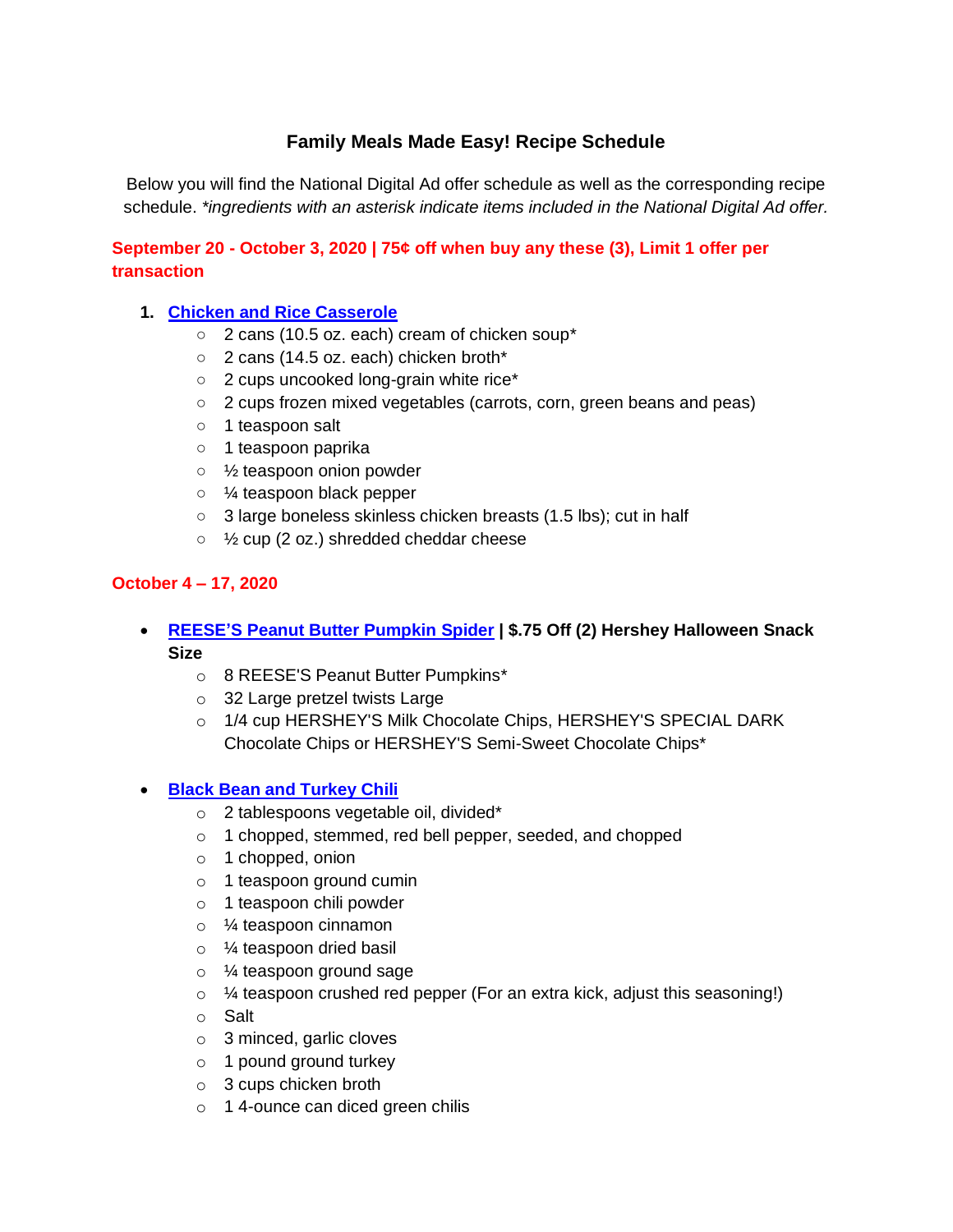# Family Meals Made Easy! Recipe Schedule

Below you will find the National Digital Ad offer schedule as well as the corresponding recipe schedule. *\*ingredients with an asterisk indicate items included in the National Digital Ad offer.*

## September 20 - October 3, 2020 | 75¢ off when buy any these (3), Limit 1 offer per transaction

1. **Chicken and Rice Casserole**
    - 2 cans (10.5 oz. each) cream of chicken soup*
    - 2 cans (14.5 oz. each) chicken broth*
    - 2 cups uncooked long-grain white rice*
    - 2 cups frozen mixed vegetables (carrots, corn, green beans and peas)
    - 1 teaspoon salt
    - 1 teaspoon paprika
    - ½ teaspoon onion powder
    - ¼ teaspoon black pepper
    - 3 large boneless skinless chicken breasts (1.5 lbs); cut in half
    - ½ cup (2 oz.) shredded cheddar cheese

## October 4 – 17, 2020

- **REESE'S Peanut Butter Pumpkin Spider | $.75 Off (2) Hershey Halloween Snack Size**
    - 8 REESE'S Peanut Butter Pumpkins*
    - 32 Large pretzel twists Large
    - 1/4 cup HERSHEY'S Milk Chocolate Chips, HERSHEY'S SPECIAL DARK Chocolate Chips or HERSHEY'S Semi-Sweet Chocolate Chips*

- **Black Bean and Turkey Chili**
    - 2 tablespoons vegetable oil, divided*
    - 1 chopped, stemmed, red bell pepper, seeded, and chopped
    - 1 chopped, onion
    - 1 teaspoon ground cumin
    - 1 teaspoon chili powder
    - ¼ teaspoon cinnamon
    - ¼ teaspoon dried basil
    - ¼ teaspoon ground sage
    - ¼ teaspoon crushed red pepper (For an extra kick, adjust this seasoning!)
    - Salt
    - 3 minced, garlic cloves
    - 1 pound ground turkey
    - 3 cups chicken broth
    - 1 4-ounce can diced green chilis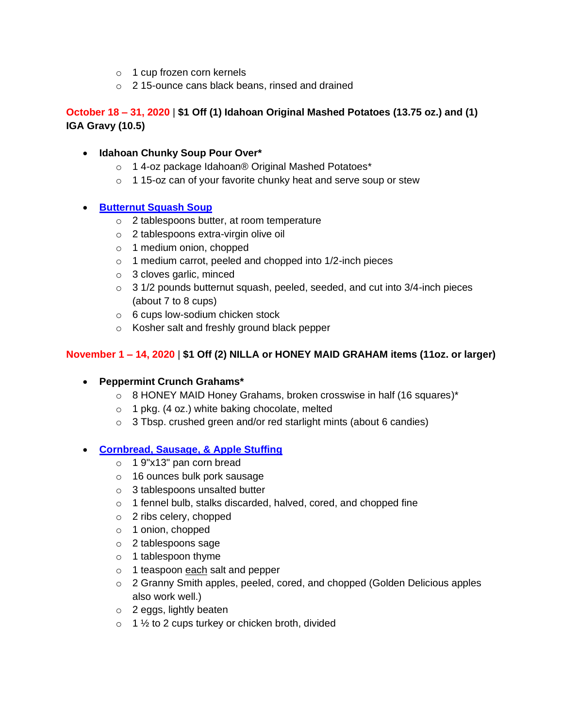- 1 cup frozen corn kernels
- 2 15-ounce cans black beans, rinsed and drained

**October 18 – 31, 2020** | **$1 Off (1) Idahoan Original Mashed Potatoes (13.75 oz.) and (1) IGA Gravy (10.5)**

- **Idahoan Chunky Soup Pour Over***
  - 1 4-oz package Idahoan® Original Mashed Potatoes*
  - 1 15-oz can of your favorite chunky heat and serve soup or stew

- **Butternut Squash Soup**
  - 2 tablespoons butter, at room temperature
  - 2 tablespoons extra-virgin olive oil
  - 1 medium onion, chopped
  - 1 medium carrot, peeled and chopped into 1/2-inch pieces
  - 3 cloves garlic, minced
  - 3 1/2 pounds butternut squash, peeled, seeded, and cut into 3/4-inch pieces (about 7 to 8 cups)
  - 6 cups low-sodium chicken stock
  - Kosher salt and freshly ground black pepper

**November 1 – 14, 2020** | **$1 Off (2) NILLA or HONEY MAID GRAHAM items (11oz. or larger)**

- **Peppermint Crunch Grahams***
  - 8 HONEY MAID Honey Grahams, broken crosswise in half (16 squares)*
  - 1 pkg. (4 oz.) white baking chocolate, melted
  - 3 Tbsp. crushed green and/or red starlight mints (about 6 candies)

- **Cornbread, Sausage, & Apple Stuffing**
  - 1 9"x13" pan corn bread
  - 16 ounces bulk pork sausage
  - 3 tablespoons unsalted butter
  - 1 fennel bulb, stalks discarded, halved, cored, and chopped fine
  - 2 ribs celery, chopped
  - 1 onion, chopped
  - 2 tablespoons sage
  - 1 tablespoon thyme
  - 1 teaspoon each salt and pepper
  - 2 Granny Smith apples, peeled, cored, and chopped (Golden Delicious apples also work well.)
  - 2 eggs, lightly beaten
  - 1 ½ to 2 cups turkey or chicken broth, divided